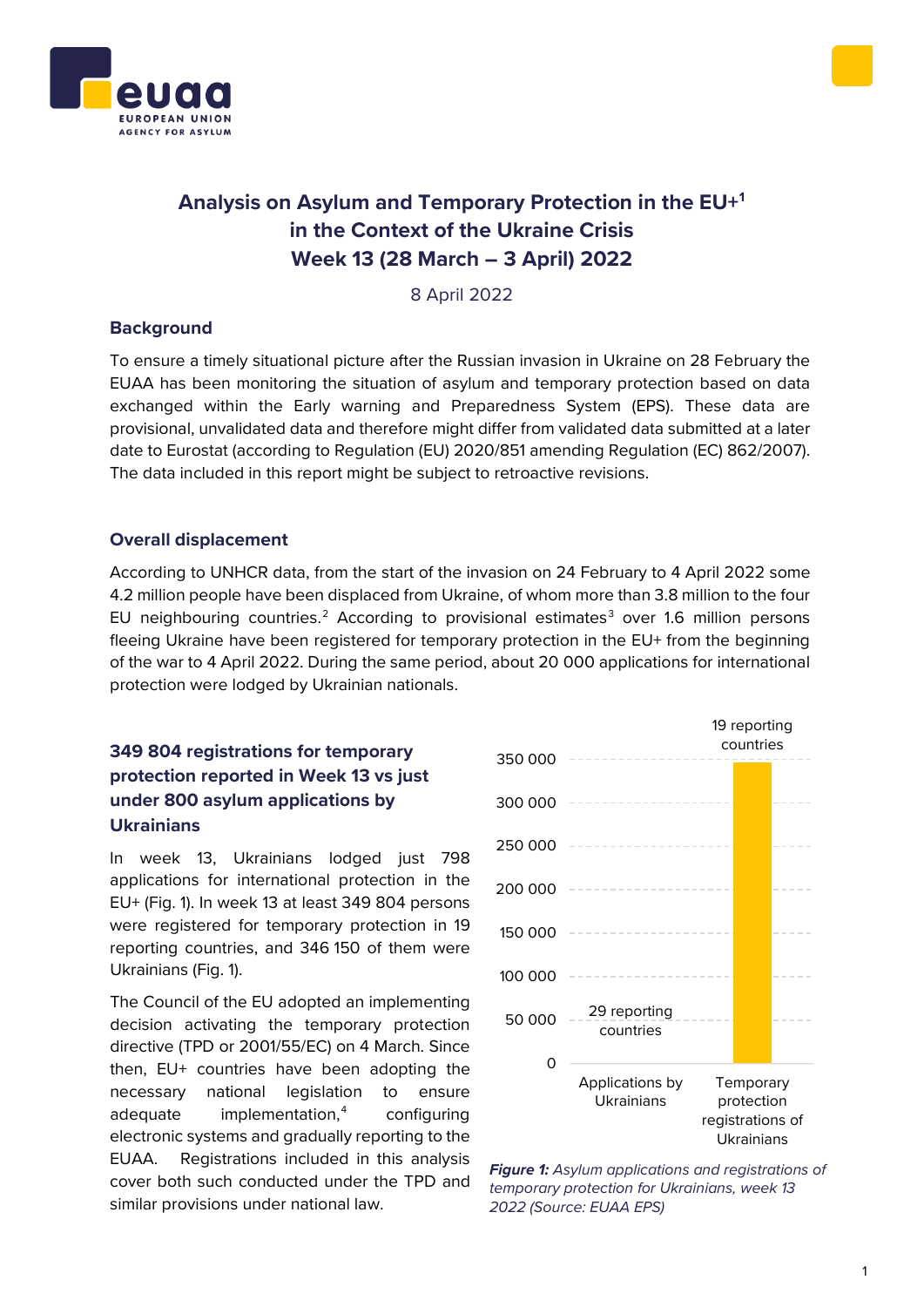# Analysis on Asylum and Temporary Protection in the EU+[1] in the Context of the Ukraine Crisis Week 13 (28 March – 3 April) 2022

8 April 2022

## Background

To ensure a timely situational picture after the Russian invasion in Ukraine on 28 February the EUAA has been monitoring the situation of asylum and temporary protection based on data exchanged within the Early warning and Preparedness System (EPS). These data are provisional, unvalidated data and therefore might differ from validated data submitted at a later date to Eurostat (according to Regulation (EU) 2020/851 amending Regulation (EC) 862/2007). The data included in this report might be subject to retroactive revisions.

## Overall displacement

According to UNHCR data, from the start of the invasion on 24 February to 4 April 2022 some 4.2 million people have been displaced from Ukraine, of whom more than 3.8 million to the four EU neighbouring countries.[2] According to provisional estimates[3] over 1.6 million persons fleeing Ukraine have been registered for temporary protection in the EU+ from the beginning of the war to 4 April 2022. During the same period, about 20 000 applications for international protection were lodged by Ukrainian nationals.

### 349 804 registrations for temporary protection reported in Week 13 vs just under 800 asylum applications by Ukrainians

In week 13, Ukrainians lodged just 798 applications for international protection in the EU+ (Fig. 1). In week 13 at least 349 804 persons were registered for temporary protection in 19 reporting countries, and 346 150 of them were Ukrainians (Fig. 1).

The Council of the EU adopted an implementing decision activating the temporary protection directive (TPD or 2001/55/EC) on 4 March. Since then, EU+ countries have been adopting the necessary national legislation to ensure adequate implementation,[4] configuring electronic systems and gradually reporting to the EUAA. Registrations included in this analysis cover both such conducted under the TPD and similar provisions under national law.

| | Applications by Ukrainians | Temporary protection registrations of Ukrainians |
|---|---|---|
| Reporting countries | 29 reporting countries | 19 reporting countries |

*Figure 1: Asylum applications and registrations of temporary protection for Ukrainians, week 13 2022 (Source: EUAA EPS)*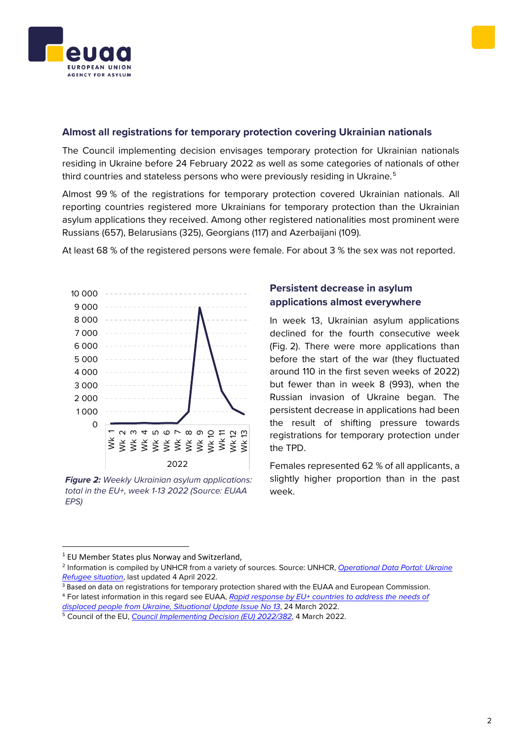## Almost all registrations for temporary protection covering Ukrainian nationals

The Council implementing decision envisages temporary protection for Ukrainian nationals residing in Ukraine before 24 February 2022 as well as some categories of nationals of other third countries and stateless persons who were previously residing in Ukraine.[5]

Almost 99 % of the registrations for temporary protection covered Ukrainian nationals. All reporting countries registered more Ukrainians for temporary protection than the Ukrainian asylum applications they received. Among other registered nationalities most prominent were Russians (657), Belarusians (325), Georgians (117) and Azerbaijani (109).

At least 68 % of the registered persons were female. For about 3 % the sex was not reported.

10 000
9 000
8 000
7 000
6 000
5 000
4 000
3 000
2 000
1 000
0

Wk 1 Wk 2 Wk 3 Wk 4 Wk 5 Wk 6 Wk 7 Wk 8 Wk 9 Wk 10 Wk 11 Wk 12 Wk 13

2022

***Figure 2:*** *Weekly Ukrainian asylum applications: total in the EU+, week 1-13 2022 (Source: EUAA EPS)*

## Persistent decrease in asylum applications almost everywhere

In week 13, Ukrainian asylum applications declined for the fourth consecutive week (Fig. 2). There were more applications than before the start of the war (they fluctuated around 110 in the first seven weeks of 2022) but fewer than in week 8 (993), when the Russian invasion of Ukraine began. The persistent decrease in applications had been the result of shifting pressure towards registrations for temporary protection under the TPD.

Females represented 62 % of all applicants, a slightly higher proportion than in the past week.

---

[1] EU Member States plus Norway and Switzerland,

[2] Information is compiled by UNHCR from a variety of sources. Source: UNHCR, *Operational Data Portal: Ukraine Refugee situation*, last updated 4 April 2022.

[3] Based on data on registrations for temporary protection shared with the EUAA and European Commission.

[4] For latest information in this regard see EUAA, *Rapid response by EU+ countries to address the needs of displaced people from Ukraine, Situational Update Issue No 13*, 24 March 2022.

[5] Council of the EU, *Council Implementing Decision (EU) 2022/382*, 4 March 2022.